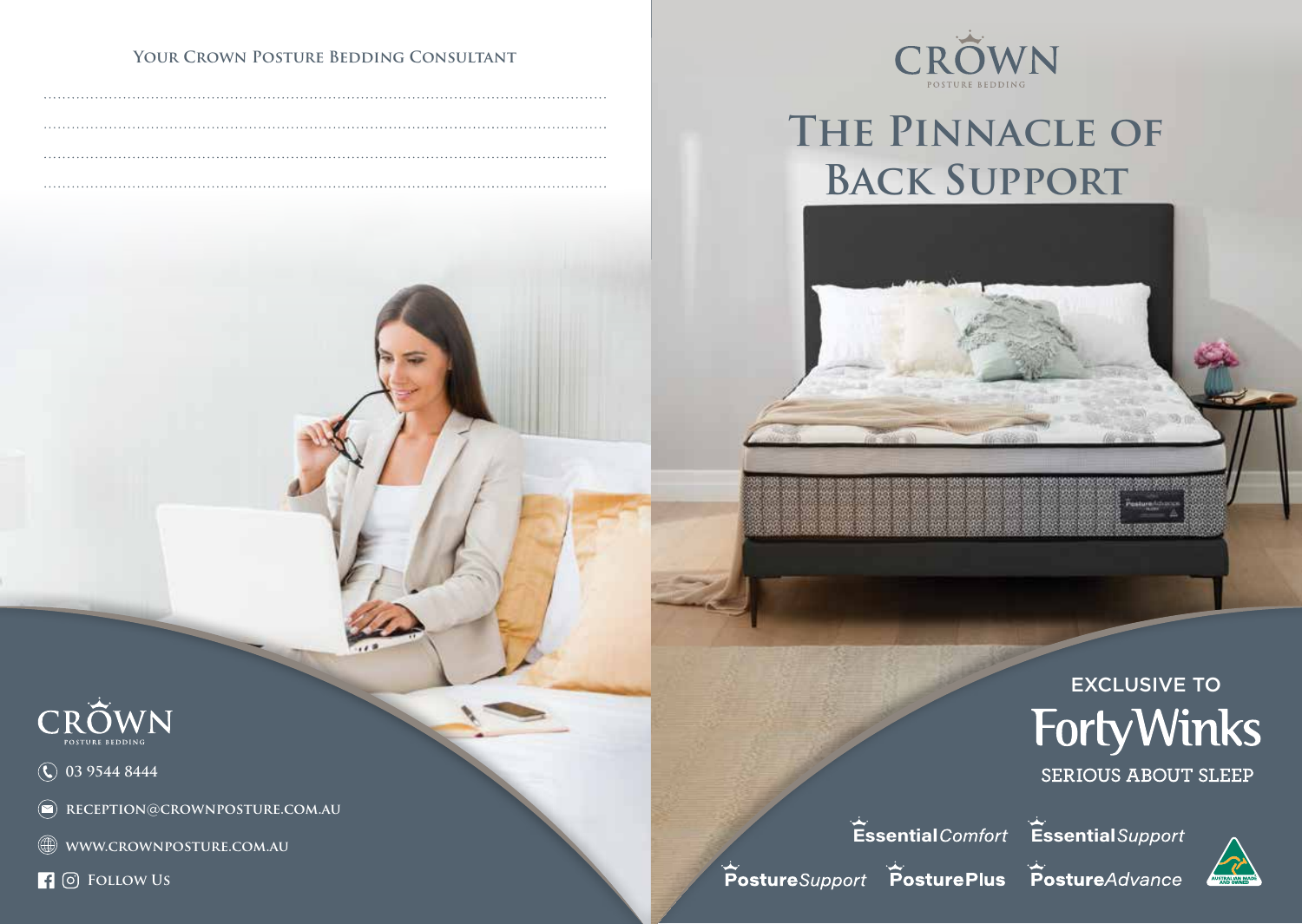## Your Crown Posture Bedding Consultant

........................................................................................................................

........................................................................................................................

........................................................................................................................

........................................................................................................................

CROWN
POSTURE BEDDING

03 9544 8444

RECEPTION@CROWNPOSTURE.COM.AU

WWW.CROWNPOSTURE.COM.AU

Follow Us

CROWN
POSTURE BEDDING

# The Pinnacle of Back Support

EXCLUSIVE TO

FortyWinks

SERIOUS ABOUT SLEEP

EssentialComfort EssentialSupport

PostureSupport PosturePlus PostureAdvance

AUSTRALIAN MADE AND OWNED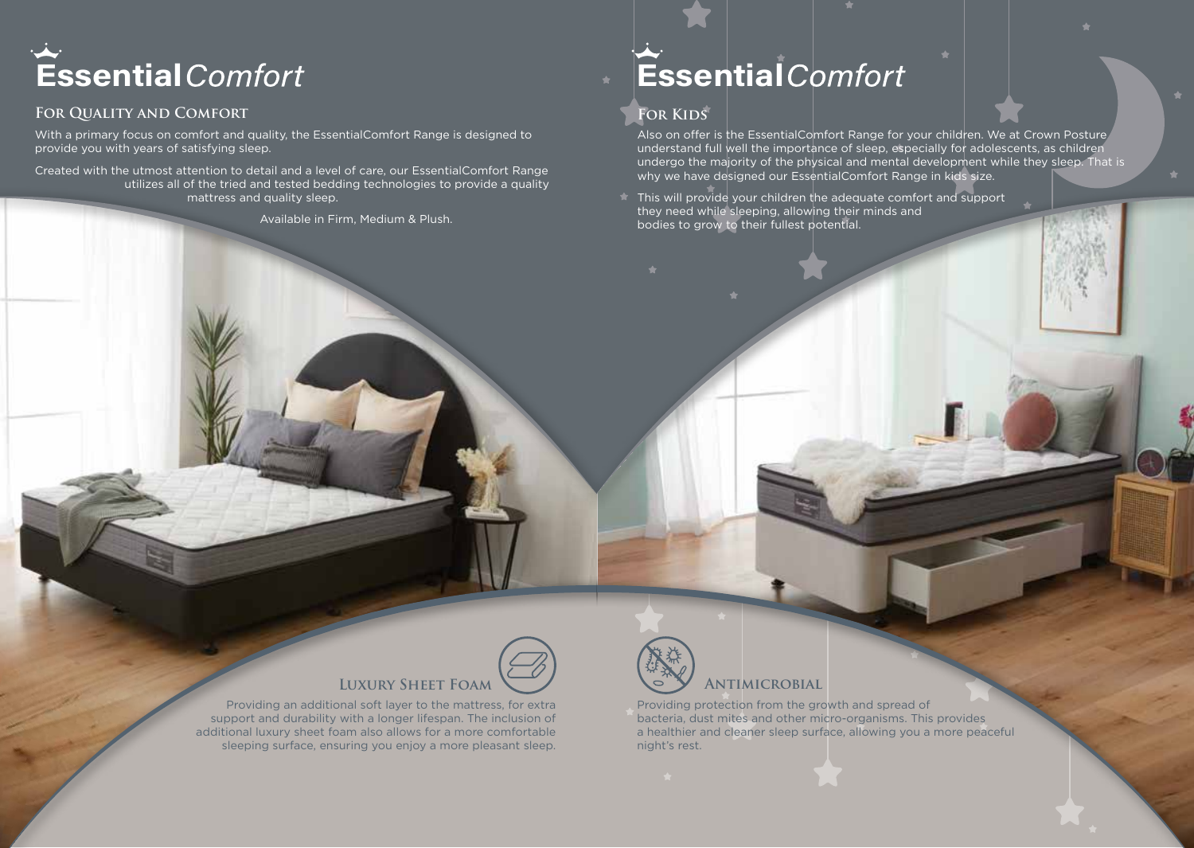# EssentialComfort

## For Quality and Comfort

With a primary focus on comfort and quality, the EssentialComfort Range is designed to provide you with years of satisfying sleep.

Created with the utmost attention to detail and a level of care, our EssentialComfort Range utilizes all of the tried and tested bedding technologies to provide a quality mattress and quality sleep.

Available in Firm, Medium & Plush.

# EssentialComfort

## For Kids

Also on offer is the EssentialComfort Range for your children. We at Crown Posture understand full well the importance of sleep, especially for adolescents, as children undergo the majority of the physical and mental development while they sleep. That is why we have designed our EssentialComfort Range in kids size.

This will provide your children the adequate comfort and support they need while sleeping, allowing their minds and bodies to grow to their fullest potential.

### Luxury Sheet Foam

Providing an additional soft layer to the mattress, for extra support and durability with a longer lifespan. The inclusion of additional luxury sheet foam also allows for a more comfortable sleeping surface, ensuring you enjoy a more pleasant sleep.

### Antimicrobial

Providing protection from the growth and spread of bacteria, dust mites and other micro-organisms. This provides a healthier and cleaner sleep surface, allowing you a more peaceful night's rest.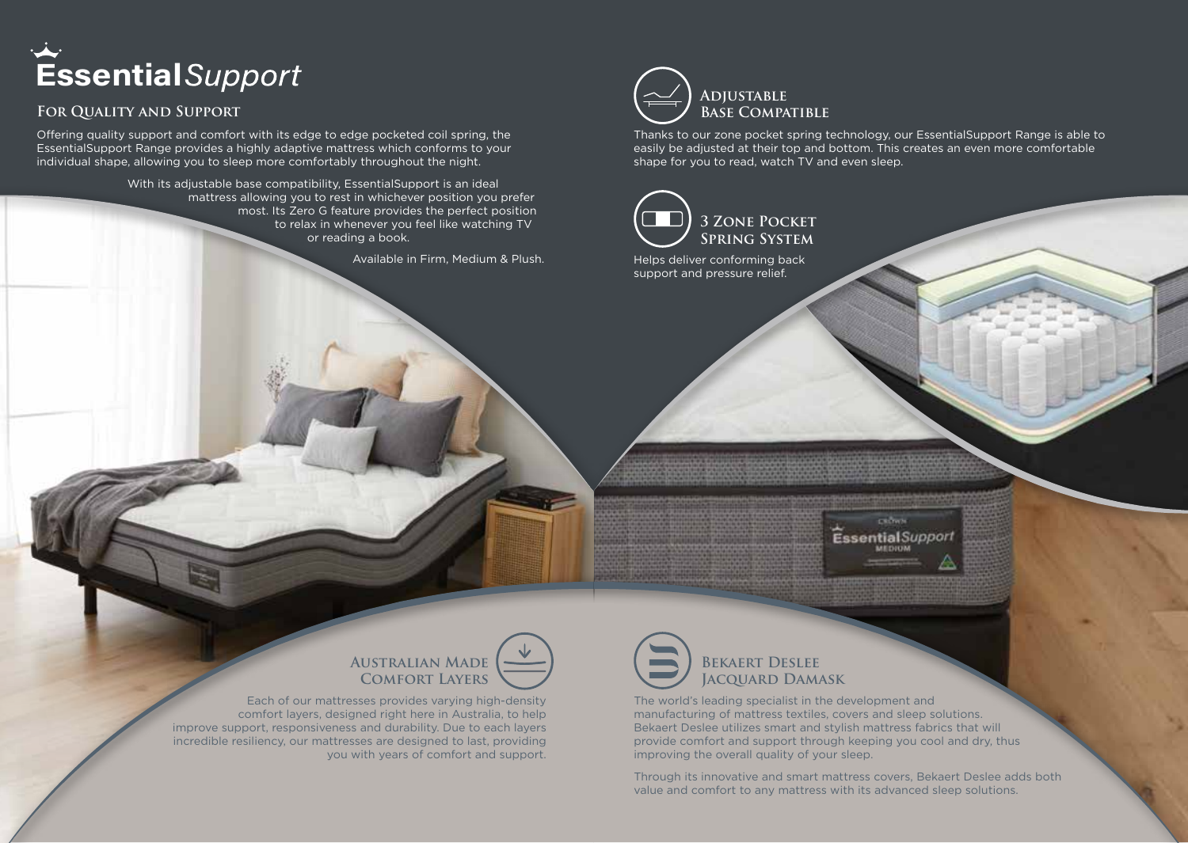# EssentialSupport

## For Quality and Support

Offering quality support and comfort with its edge to edge pocketed coil spring, the EssentialSupport Range provides a highly adaptive mattress which conforms to your individual shape, allowing you to sleep more comfortably throughout the night.

With its adjustable base compatibility, EssentialSupport is an ideal mattress allowing you to rest in whichever position you prefer most. Its Zero G feature provides the perfect position to relax in whenever you feel like watching TV or reading a book.

Available in Firm, Medium & Plush.

## Adjustable Base Compatible

Thanks to our zone pocket spring technology, our EssentialSupport Range is able to easily be adjusted at their top and bottom. This creates an even more comfortable shape for you to read, watch TV and even sleep.

## 3 Zone Pocket Spring System

Helps deliver conforming back support and pressure relief.

## Australian Made Comfort Layers

Each of our mattresses provides varying high-density comfort layers, designed right here in Australia, to help improve support, responsiveness and durability. Due to each layers incredible resiliency, our mattresses are designed to last, providing you with years of comfort and support.

## Bekaert Deslee Jacquard Damask

The world's leading specialist in the development and manufacturing of mattress textiles, covers and sleep solutions. Bekaert Deslee utilizes smart and stylish mattress fabrics that will provide comfort and support through keeping you cool and dry, thus improving the overall quality of your sleep.

Through its innovative and smart mattress covers, Bekaert Deslee adds both value and comfort to any mattress with its advanced sleep solutions.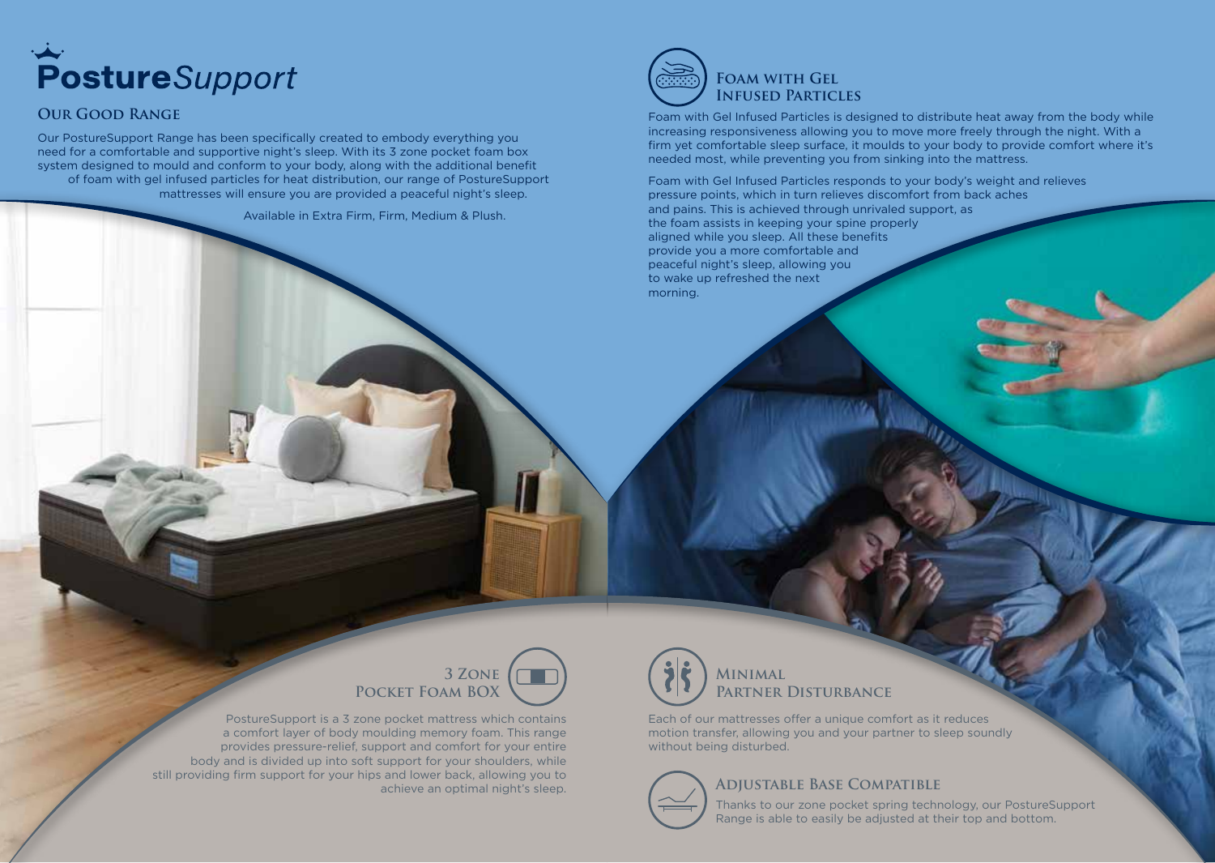# PostureSupport

## Our Good Range

Our PostureSupport Range has been specifically created to embody everything you need for a comfortable and supportive night's sleep. With its 3 zone pocket foam box system designed to mould and conform to your body, along with the additional benefit of foam with gel infused particles for heat distribution, our range of PostureSupport mattresses will ensure you are provided a peaceful night's sleep.

Available in Extra Firm, Firm, Medium & Plush.

## Foam with Gel Infused Particles

Foam with Gel Infused Particles is designed to distribute heat away from the body while increasing responsiveness allowing you to move more freely through the night. With a firm yet comfortable sleep surface, it moulds to your body to provide comfort where it's needed most, while preventing you from sinking into the mattress.

Foam with Gel Infused Particles responds to your body's weight and relieves pressure points, which in turn relieves discomfort from back aches and pains. This is achieved through unrivaled support, as the foam assists in keeping your spine properly aligned while you sleep. All these benefits provide you a more comfortable and peaceful night's sleep, allowing you to wake up refreshed the next morning.

## 3 Zone Pocket Foam BOX

PostureSupport is a 3 zone pocket mattress which contains a comfort layer of body moulding memory foam. This range provides pressure-relief, support and comfort for your entire body and is divided up into soft support for your shoulders, while still providing firm support for your hips and lower back, allowing you to achieve an optimal night's sleep.

## Minimal Partner Disturbance

Each of our mattresses offer a unique comfort as it reduces motion transfer, allowing you and your partner to sleep soundly without being disturbed.

## Adjustable Base Compatible

Thanks to our zone pocket spring technology, our PostureSupport Range is able to easily be adjusted at their top and bottom.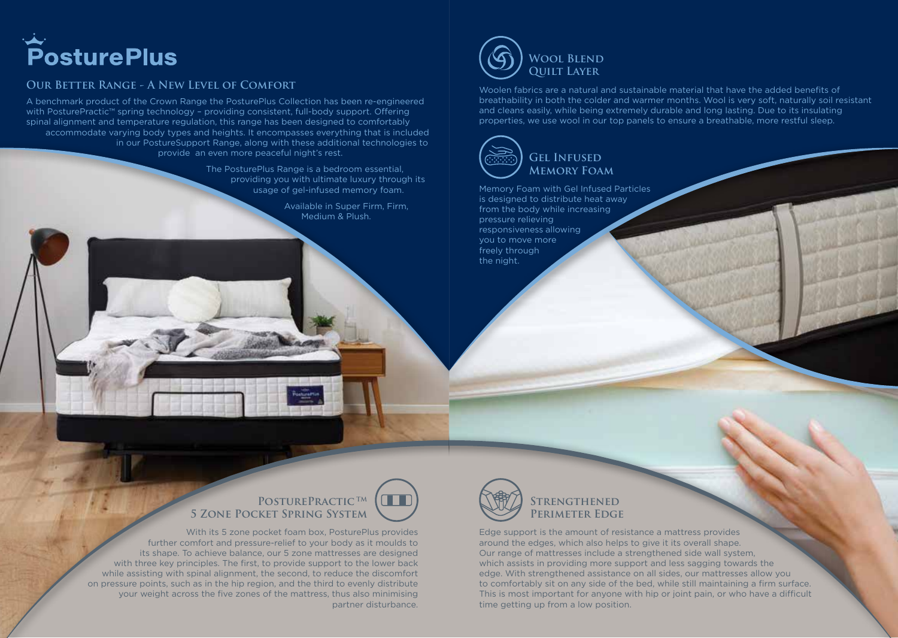# PosturePlus

## Our Better Range - A New Level of Comfort

A benchmark product of the Crown Range the PosturePlus Collection has been re-engineered with PosturePractic™ spring technology – providing consistent, full-body support. Offering spinal alignment and temperature regulation, this range has been designed to comfortably accommodate varying body types and heights. It encompasses everything that is included in our PostureSupport Range, along with these additional technologies to provide an even more peaceful night's rest.

The PosturePlus Range is a bedroom essential, providing you with ultimate luxury through its usage of gel-infused memory foam.

Available in Super Firm, Firm, Medium & Plush.

### PosturePractic™ 5 Zone Pocket Spring System

With its 5 zone pocket foam box, PosturePlus provides further comfort and pressure-relief to your body as it moulds to its shape. To achieve balance, our 5 zone mattresses are designed with three key principles. The first, to provide support to the lower back while assisting with spinal alignment, the second, to reduce the discomfort on pressure points, such as in the hip region, and the third to evenly distribute your weight across the five zones of the mattress, thus also minimising partner disturbance.

### Wool Blend Quilt Layer

Woolen fabrics are a natural and sustainable material that have the added benefits of breathability in both the colder and warmer months. Wool is very soft, naturally soil resistant and cleans easily, while being extremely durable and long lasting. Due to its insulating properties, we use wool in our top panels to ensure a breathable, more restful sleep.

### Gel Infused Memory Foam

Memory Foam with Gel Infused Particles is designed to distribute heat away from the body while increasing pressure relieving responsiveness allowing you to move more freely through the night.

### Strengthened Perimeter Edge

Edge support is the amount of resistance a mattress provides around the edges, which also helps to give it its overall shape. Our range of mattresses include a strengthened side wall system, which assists in providing more support and less sagging towards the edge. With strengthened assistance on all sides, our mattresses allow you to comfortably sit on any side of the bed, while still maintaining a firm surface. This is most important for anyone with hip or joint pain, or who have a difficult time getting up from a low position.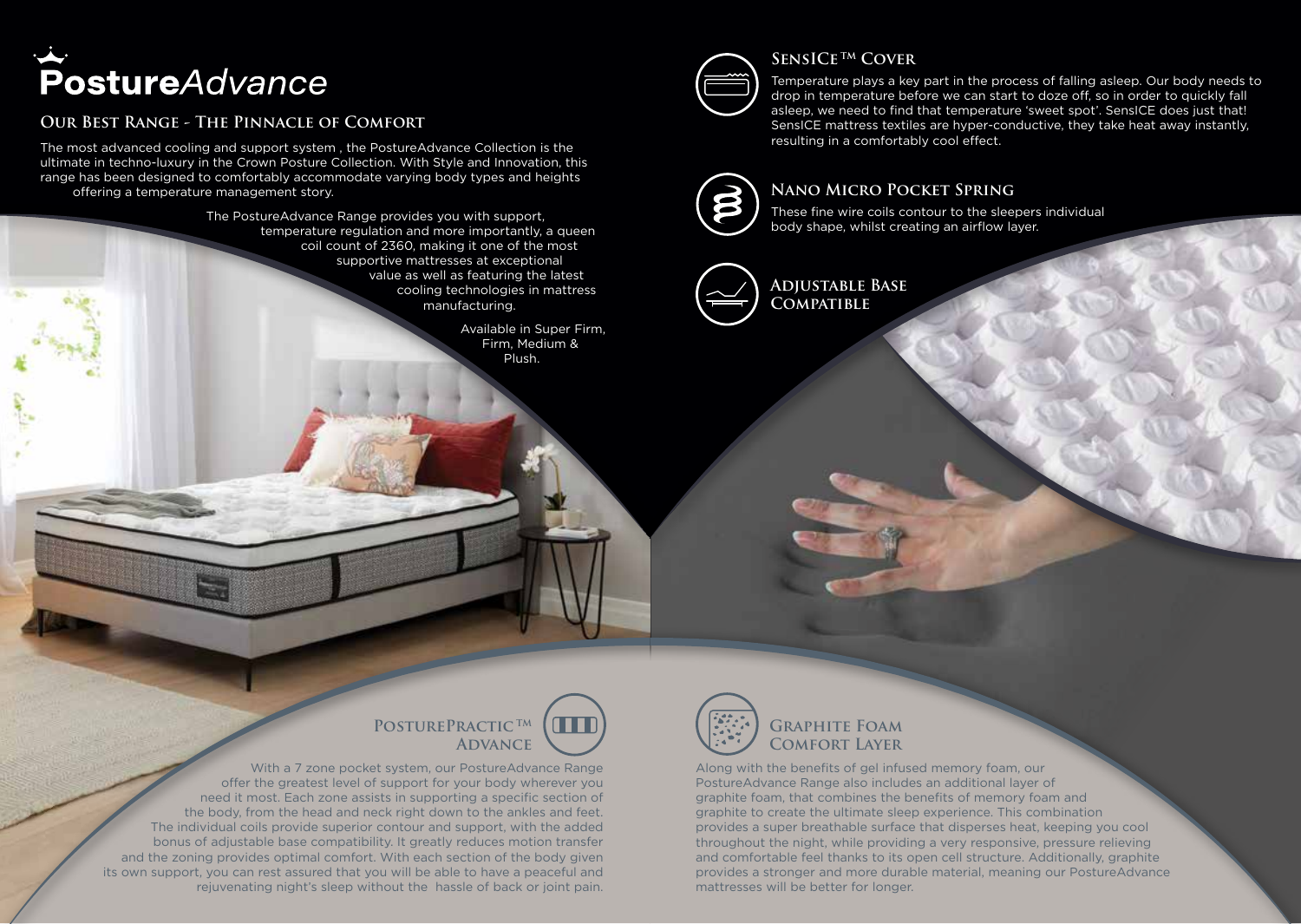# PostureAdvance

## Our Best Range - The Pinnacle of Comfort

The most advanced cooling and support system , the PostureAdvance Collection is the ultimate in techno-luxury in the Crown Posture Collection. With Style and Innovation, this range has been designed to comfortably accommodate varying body types and heights offering a temperature management story.

The PostureAdvance Range provides you with support, temperature regulation and more importantly, a queen coil count of 2360, making it one of the most supportive mattresses at exceptional value as well as featuring the latest cooling technologies in mattress manufacturing.

Available in Super Firm, Firm, Medium & Plush.

### SensICE™ Cover

Temperature plays a key part in the process of falling asleep. Our body needs to drop in temperature before we can start to doze off, so in order to quickly fall asleep, we need to find that temperature 'sweet spot'. SensICE does just that! SensICE mattress textiles are hyper-conductive, they take heat away instantly, resulting in a comfortably cool effect.

### Nano Micro Pocket Spring

These fine wire coils contour to the sleepers individual body shape, whilst creating an airflow layer.

### Adjustable Base Compatible

### PosturePractic™ Advance

With a 7 zone pocket system, our PostureAdvance Range offer the greatest level of support for your body wherever you need it most. Each zone assists in supporting a specific section of the body, from the head and neck right down to the ankles and feet. The individual coils provide superior contour and support, with the added bonus of adjustable base compatibility. It greatly reduces motion transfer and the zoning provides optimal comfort. With each section of the body given its own support, you can rest assured that you will be able to have a peaceful and rejuvenating night's sleep without the hassle of back or joint pain.

### Graphite Foam Comfort Layer

Along with the benefits of gel infused memory foam, our PostureAdvance Range also includes an additional layer of graphite foam, that combines the benefits of memory foam and graphite to create the ultimate sleep experience. This combination provides a super breathable surface that disperses heat, keeping you cool throughout the night, while providing a very responsive, pressure relieving and comfortable feel thanks to its open cell structure. Additionally, graphite provides a stronger and more durable material, meaning our PostureAdvance mattresses will be better for longer.